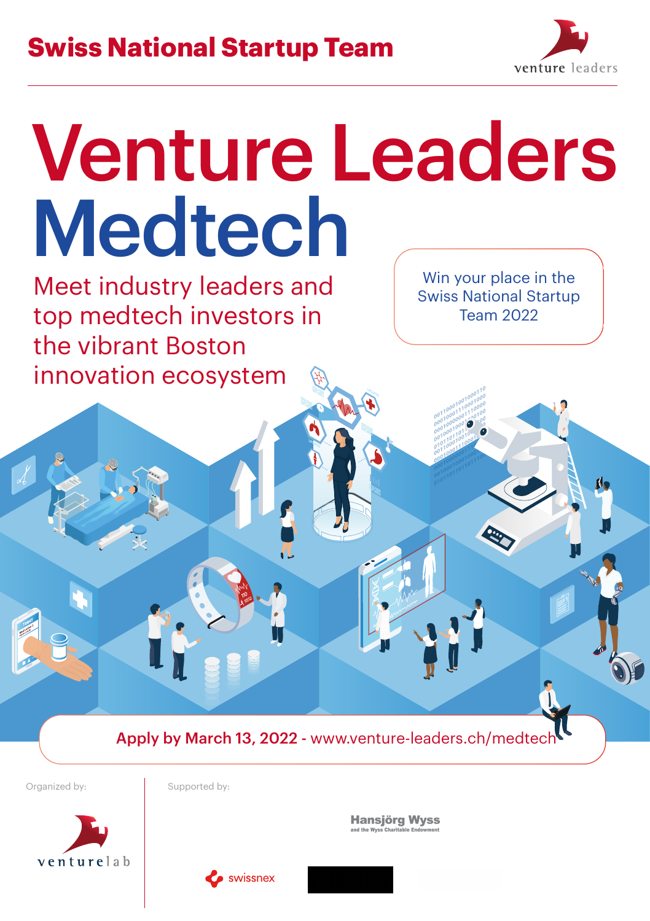**Swiss National Startup Team**

venture leaders

# Venture Leaders Medtech

## Meet industry leaders and top medtech investors in the vibrant Boston innovation ecosystem

Win your place in the Swiss National Startup Team 2022

**Apply by March 13, 2022** - www.venture-leaders.ch/medtech

Organized by:

venturelab

Supported by:

Hansjörg Wyss and the Wyss Charitable Endowment

swissnex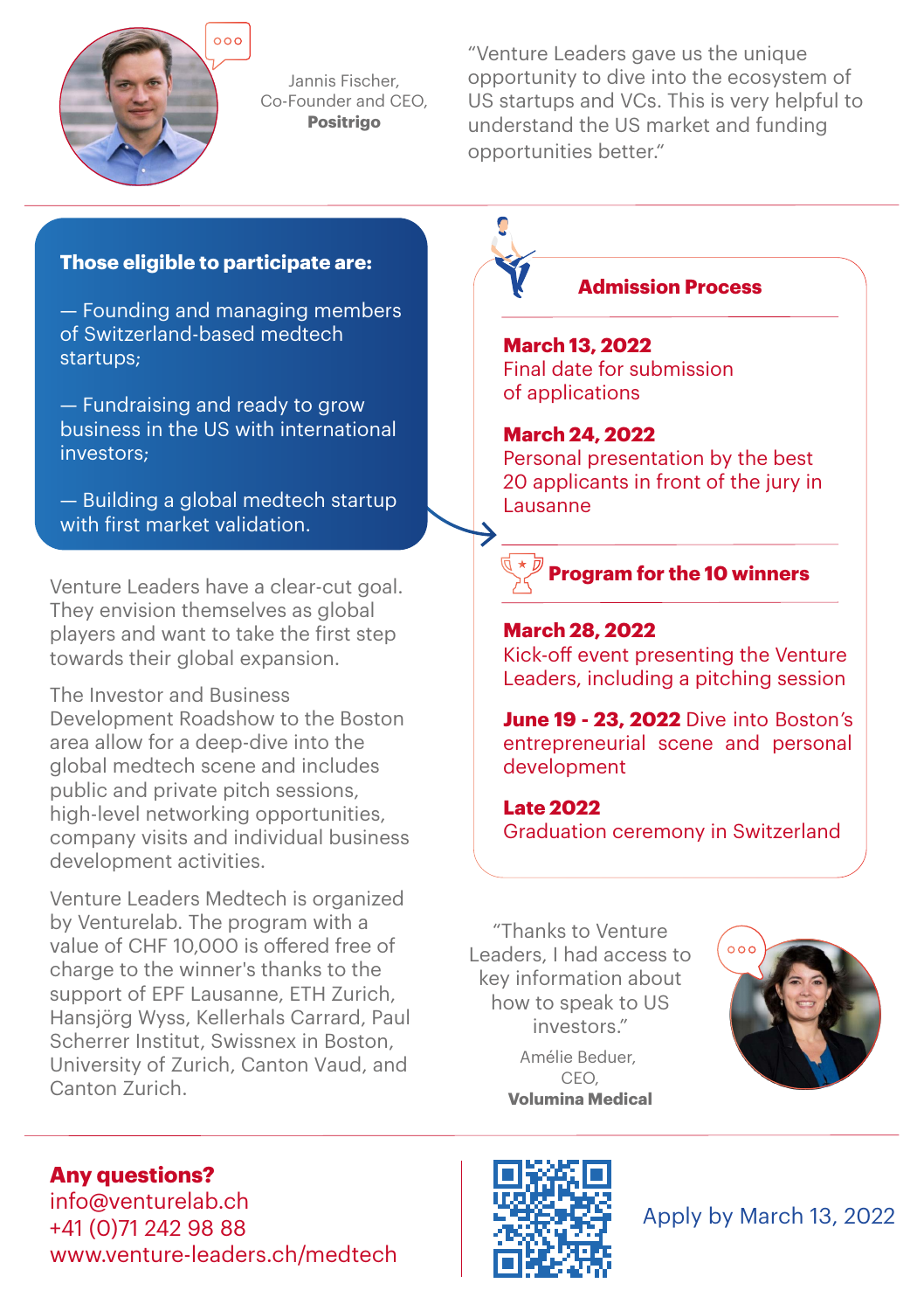"Venture Leaders gave us the unique opportunity to dive into the ecosystem of US startups and VCs. This is very helpful to understand the US market and funding opportunities better."

Jannis Fischer,
Co-Founder and CEO,
**Positrigo**

**Those eligible to participate are:**

— Founding and managing members of Switzerland-based medtech startups;

— Fundraising and ready to grow business in the US with international investors;

— Building a global medtech startup with first market validation.

Venture Leaders have a clear-cut goal. They envision themselves as global players and want to take the first step towards their global expansion.

The Investor and Business Development Roadshow to the Boston area allow for a deep-dive into the global medtech scene and includes public and private pitch sessions, high-level networking opportunities, company visits and individual business development activities.

Venture Leaders Medtech is organized by Venturelab. The program with a value of CHF 10,000 is offered free of charge to the winner's thanks to the support of EPF Lausanne, ETH Zurich, Hansjörg Wyss, Kellerhals Carrard, Paul Scherrer Institut, Swissnex in Boston, University of Zurich, Canton Vaud, and Canton Zurich.

## Admission Process

**March 13, 2022**
Final date for submission of applications

**March 24, 2022**
Personal presentation by the best 20 applicants in front of the jury in Lausanne

## Program for the 10 winners

**March 28, 2022**
Kick-off event presenting the Venture Leaders, including a pitching session

**June 19 - 23, 2022** Dive into Boston's entrepreneurial scene and personal development

**Late 2022**
Graduation ceremony in Switzerland

"Thanks to Venture Leaders, I had access to key information about how to speak to US investors."

Amélie Beduer,
CEO,
**Volumina Medical**

**Any questions?**
info@venturelab.ch
+41 (0)71 242 98 88
www.venture-leaders.ch/medtech

Apply by March 13, 2022